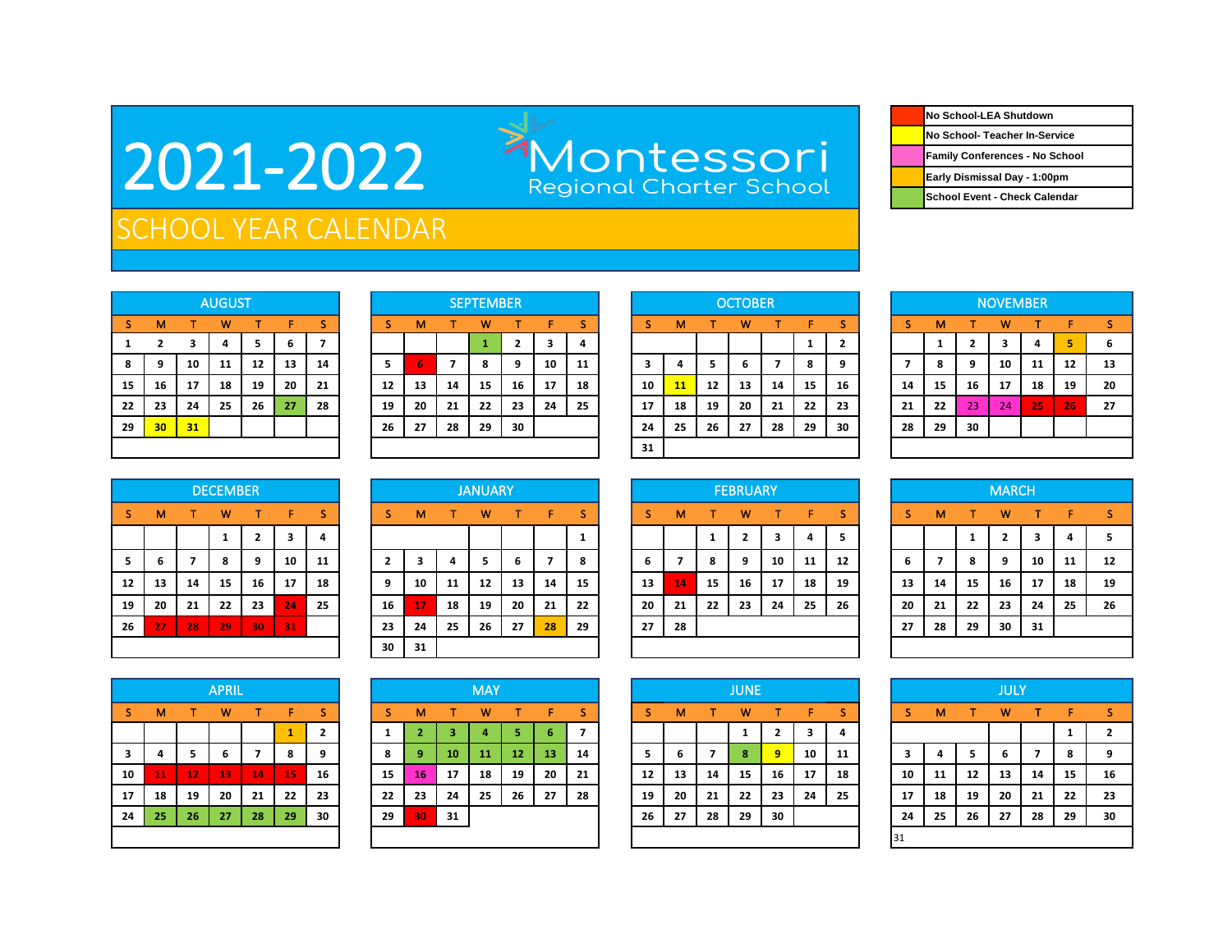# 2021-2022

## Montessori Regional Charter School

## SCHOOL YEAR CALENDAR

| Legend |
|---|
| No School-LEA Shutdown |
| No School- Teacher In-Service |
| Family Conferences - No School |
| Early Dismissal Day - 1:00pm |
| School Event - Check Calendar |

### AUGUST

| S | M | T | W | T | F | S |
|---|---|---|---|---|---|---|
| 1 | 2 | 3 | 4 | 5 | 6 | 7 |
| 8 | 9 | 10 | 11 | 12 | 13 | 14 |
| 15 | 16 | 17 | 18 | 19 | 20 | 21 |
| 22 | 23 | 24 | 25 | 26 | 27 | 28 |
| 29 | 30 | 31 | | | | |

### SEPTEMBER

| S | M | T | W | T | F | S |
|---|---|---|---|---|---|---|
| | | | 1 | 2 | 3 | 4 |
| 5 | 6 | 7 | 8 | 9 | 10 | 11 |
| 12 | 13 | 14 | 15 | 16 | 17 | 18 |
| 19 | 20 | 21 | 22 | 23 | 24 | 25 |
| 26 | 27 | 28 | 29 | 30 | | |

### OCTOBER

| S | M | T | W | T | F | S |
|---|---|---|---|---|---|---|
| | | | | | 1 | 2 |
| 3 | 4 | 5 | 6 | 7 | 8 | 9 |
| 10 | 11 | 12 | 13 | 14 | 15 | 16 |
| 17 | 18 | 19 | 20 | 21 | 22 | 23 |
| 24 | 25 | 26 | 27 | 28 | 29 | 30 |
| 31 | | | | | | |

### NOVEMBER

| S | M | T | W | T | F | S |
|---|---|---|---|---|---|---|
| | 1 | 2 | 3 | 4 | 5 | 6 |
| 7 | 8 | 9 | 10 | 11 | 12 | 13 |
| 14 | 15 | 16 | 17 | 18 | 19 | 20 |
| 21 | 22 | 23 | 24 | 25 | 26 | 27 |
| 28 | 29 | 30 | | | | |

### DECEMBER

| S | M | T | W | T | F | S |
|---|---|---|---|---|---|---|
| | | | 1 | 2 | 3 | 4 |
| 5 | 6 | 7 | 8 | 9 | 10 | 11 |
| 12 | 13 | 14 | 15 | 16 | 17 | 18 |
| 19 | 20 | 21 | 22 | 23 | 24 | 25 |
| 26 | 27 | 28 | 29 | 30 | 31 | |

### JANUARY

| S | M | T | W | T | F | S |
|---|---|---|---|---|---|---|
| | | | | | | 1 |
| 2 | 3 | 4 | 5 | 6 | 7 | 8 |
| 9 | 10 | 11 | 12 | 13 | 14 | 15 |
| 16 | 17 | 18 | 19 | 20 | 21 | 22 |
| 23 | 24 | 25 | 26 | 27 | 28 | 29 |
| 30 | 31 | | | | | |

### FEBRUARY

| S | M | T | W | T | F | S |
|---|---|---|---|---|---|---|
| | | 1 | 2 | 3 | 4 | 5 |
| 6 | 7 | 8 | 9 | 10 | 11 | 12 |
| 13 | 14 | 15 | 16 | 17 | 18 | 19 |
| 20 | 21 | 22 | 23 | 24 | 25 | 26 |
| 27 | 28 | | | | | |

### MARCH

| S | M | T | W | T | F | S |
|---|---|---|---|---|---|---|
| | | 1 | 2 | 3 | 4 | 5 |
| 6 | 7 | 8 | 9 | 10 | 11 | 12 |
| 13 | 14 | 15 | 16 | 17 | 18 | 19 |
| 20 | 21 | 22 | 23 | 24 | 25 | 26 |
| 27 | 28 | 29 | 30 | 31 | | |

### APRIL

| S | M | T | W | T | F | S |
|---|---|---|---|---|---|---|
| | | | | | 1 | 2 |
| 3 | 4 | 5 | 6 | 7 | 8 | 9 |
| 10 | 11 | 12 | 13 | 14 | 15 | 16 |
| 17 | 18 | 19 | 20 | 21 | 22 | 23 |
| 24 | 25 | 26 | 27 | 28 | 29 | 30 |

### MAY

| S | M | T | W | T | F | S |
|---|---|---|---|---|---|---|
| 1 | 2 | 3 | 4 | 5 | 6 | 7 |
| 8 | 9 | 10 | 11 | 12 | 13 | 14 |
| 15 | 16 | 17 | 18 | 19 | 20 | 21 |
| 22 | 23 | 24 | 25 | 26 | 27 | 28 |
| 29 | 30 | 31 | | | | |

### JUNE

| S | M | T | W | T | F | S |
|---|---|---|---|---|---|---|
| | | | 1 | 2 | 3 | 4 |
| 5 | 6 | 7 | 8 | 9 | 10 | 11 |
| 12 | 13 | 14 | 15 | 16 | 17 | 18 |
| 19 | 20 | 21 | 22 | 23 | 24 | 25 |
| 26 | 27 | 28 | 29 | 30 | | |

### JULY

| S | M | T | W | T | F | S |
|---|---|---|---|---|---|---|
| | | | | | 1 | 2 |
| 3 | 4 | 5 | 6 | 7 | 8 | 9 |
| 10 | 11 | 12 | 13 | 14 | 15 | 16 |
| 17 | 18 | 19 | 20 | 21 | 22 | 23 |
| 24 | 25 | 26 | 27 | 28 | 29 | 30 |
| 31 | | | | | | |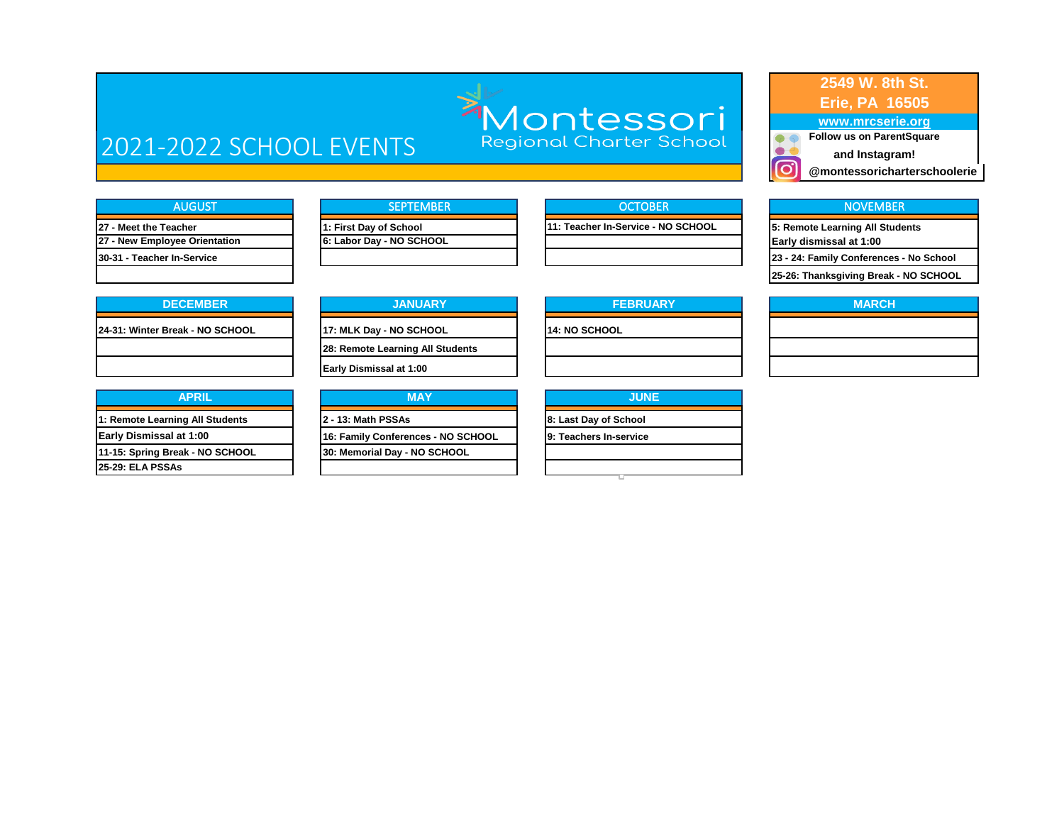# 2021-2022 SCHOOL EVENTS

Montessori Regional Charter School

**2549 W. 8th St.**
**Erie, PA 16505**
**www.mrcserie.org**
**Follow us on ParentSquare and Instagram!**
**@montessoricharterschoolerie**

## AUGUST

- 27 - Meet the Teacher
- 27 - New Employee Orientation
- 30-31 - Teacher In-Service

## SEPTEMBER

- 1: First Day of School
- 6: Labor Day - NO SCHOOL

## OCTOBER

- 11: Teacher In-Service - NO SCHOOL

## NOVEMBER

- 5: Remote Learning All Students
  Early dismissal at 1:00
- 23 - 24: Family Conferences - No School
- 25-26: Thanksgiving Break - NO SCHOOL

## DECEMBER

- 24-31: Winter Break - NO SCHOOL

## JANUARY

- 17: MLK Day - NO SCHOOL
- 28: Remote Learning All Students
  Early Dismissal at 1:00

## FEBRUARY

- 14: NO SCHOOL

## MARCH

## APRIL

- 1: Remote Learning All Students
  Early Dismissal at 1:00
- 11-15: Spring Break - NO SCHOOL
- 25-29: ELA PSSAs

## MAY

- 2 - 13: Math PSSAs
- 16: Family Conferences - NO SCHOOL
- 30: Memorial Day - NO SCHOOL

## JUNE

- 8: Last Day of School
- 9: Teachers In-service